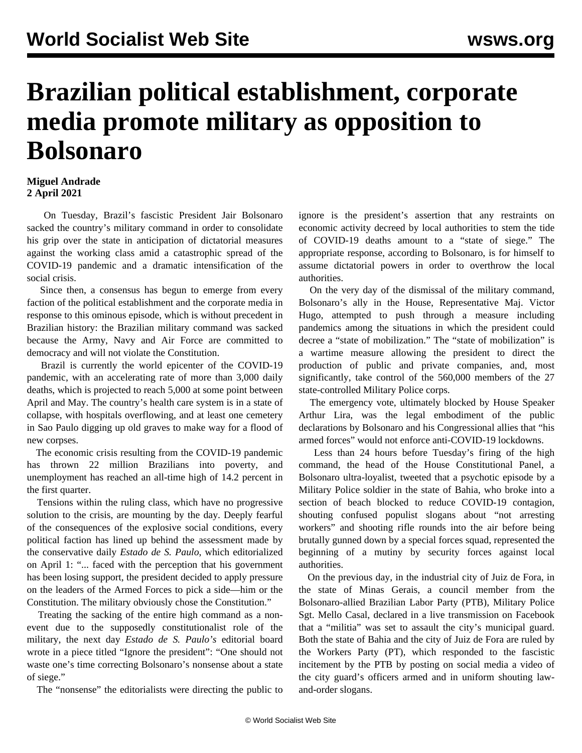# Brazilian political establishment, corporate media promote military as opposition to Bolsonaro

**Miguel Andrade**
**2 April 2021**

On Tuesday, Brazil's fascistic President Jair Bolsonaro sacked the country's military command in order to consolidate his grip over the state in anticipation of dictatorial measures against the working class amid a catastrophic spread of the COVID-19 pandemic and a dramatic intensification of the social crisis.

Since then, a consensus has begun to emerge from every faction of the political establishment and the corporate media in response to this ominous episode, which is without precedent in Brazilian history: the Brazilian military command was sacked because the Army, Navy and Air Force are committed to democracy and will not violate the Constitution.

Brazil is currently the world epicenter of the COVID-19 pandemic, with an accelerating rate of more than 3,000 daily deaths, which is projected to reach 5,000 at some point between April and May. The country's health care system is in a state of collapse, with hospitals overflowing, and at least one cemetery in Sao Paulo digging up old graves to make way for a flood of new corpses.

The economic crisis resulting from the COVID-19 pandemic has thrown 22 million Brazilians into poverty, and unemployment has reached an all-time high of 14.2 percent in the first quarter.

Tensions within the ruling class, which have no progressive solution to the crisis, are mounting by the day. Deeply fearful of the consequences of the explosive social conditions, every political faction has lined up behind the assessment made by the conservative daily *Estado de S. Paulo*, which editorialized on April 1: "... faced with the perception that his government has been losing support, the president decided to apply pressure on the leaders of the Armed Forces to pick a side—him or the Constitution. The military obviously chose the Constitution."

Treating the sacking of the entire high command as a non-event due to the supposedly constitutionalist role of the military, the next day *Estado de S. Paulo's* editorial board wrote in a piece titled "Ignore the president": "One should not waste one's time correcting Bolsonaro's nonsense about a state of siege."

The "nonsense" the editorialists were directing the public to ignore is the president's assertion that any restraints on economic activity decreed by local authorities to stem the tide of COVID-19 deaths amount to a "state of siege." The appropriate response, according to Bolsonaro, is for himself to assume dictatorial powers in order to overthrow the local authorities.

On the very day of the dismissal of the military command, Bolsonaro's ally in the House, Representative Maj. Victor Hugo, attempted to push through a measure including pandemics among the situations in which the president could decree a "state of mobilization." The "state of mobilization" is a wartime measure allowing the president to direct the production of public and private companies, and, most significantly, take control of the 560,000 members of the 27 state-controlled Military Police corps.

The emergency vote, ultimately blocked by House Speaker Arthur Lira, was the legal embodiment of the public declarations by Bolsonaro and his Congressional allies that "his armed forces" would not enforce anti-COVID-19 lockdowns.

Less than 24 hours before Tuesday's firing of the high command, the head of the House Constitutional Panel, a Bolsonaro ultra-loyalist, tweeted that a psychotic episode by a Military Police soldier in the state of Bahia, who broke into a section of beach blocked to reduce COVID-19 contagion, shouting confused populist slogans about "not arresting workers" and shooting rifle rounds into the air before being brutally gunned down by a special forces squad, represented the beginning of a mutiny by security forces against local authorities.

On the previous day, in the industrial city of Juiz de Fora, in the state of Minas Gerais, a council member from the Bolsonaro-allied Brazilian Labor Party (PTB), Military Police Sgt. Mello Casal, declared in a live transmission on Facebook that a "militia" was set to assault the city's municipal guard. Both the state of Bahia and the city of Juiz de Fora are ruled by the Workers Party (PT), which responded to the fascistic incitement by the PTB by posting on social media a video of the city guard's officers armed and in uniform shouting law-and-order slogans.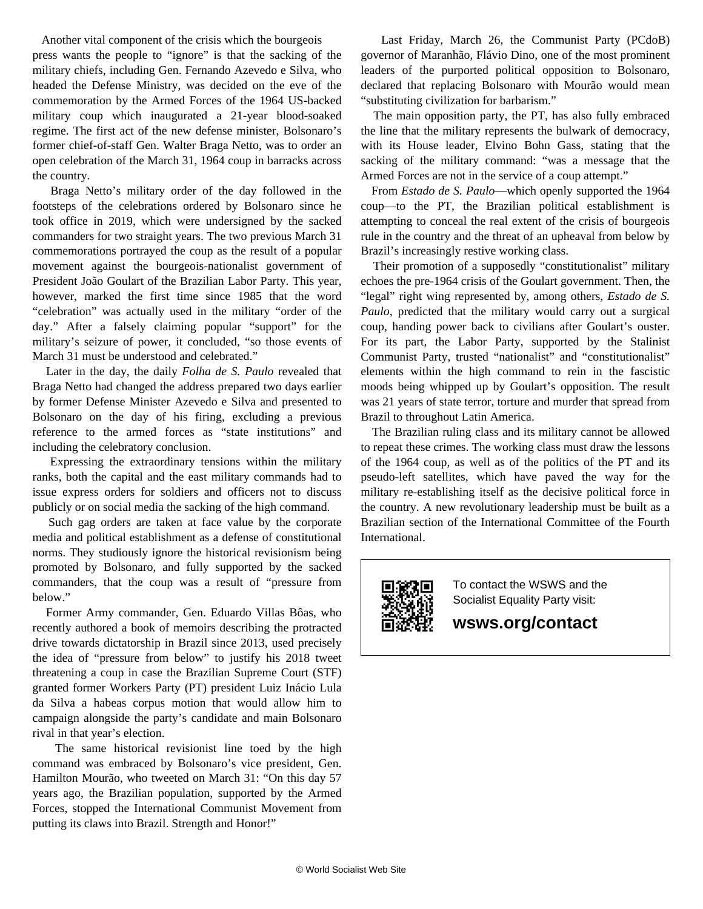Another vital component of the crisis which the bourgeois press wants the people to "ignore" is that the sacking of the military chiefs, including Gen. Fernando Azevedo e Silva, who headed the Defense Ministry, was decided on the eve of the commemoration by the Armed Forces of the 1964 US-backed military coup which inaugurated a 21-year blood-soaked regime. The first act of the new defense minister, Bolsonaro's former chief-of-staff Gen. Walter Braga Netto, was to order an open celebration of the March 31, 1964 coup in barracks across the country.

Braga Netto's military order of the day followed in the footsteps of the celebrations ordered by Bolsonaro since he took office in 2019, which were undersigned by the sacked commanders for two straight years. The two previous March 31 commemorations portrayed the coup as the result of a popular movement against the bourgeois-nationalist government of President João Goulart of the Brazilian Labor Party. This year, however, marked the first time since 1985 that the word "celebration" was actually used in the military "order of the day." After a falsely claiming popular "support" for the military's seizure of power, it concluded, "so those events of March 31 must be understood and celebrated."

Later in the day, the daily *Folha de S. Paulo* revealed that Braga Netto had changed the address prepared two days earlier by former Defense Minister Azevedo e Silva and presented to Bolsonaro on the day of his firing, excluding a previous reference to the armed forces as "state institutions" and including the celebratory conclusion.

Expressing the extraordinary tensions within the military ranks, both the capital and the east military commands had to issue express orders for soldiers and officers not to discuss publicly or on social media the sacking of the high command.

Such gag orders are taken at face value by the corporate media and political establishment as a defense of constitutional norms. They studiously ignore the historical revisionism being promoted by Bolsonaro, and fully supported by the sacked commanders, that the coup was a result of "pressure from below."

Former Army commander, Gen. Eduardo Villas Bôas, who recently authored a book of memoirs describing the protracted drive towards dictatorship in Brazil since 2013, used precisely the idea of "pressure from below" to justify his 2018 tweet threatening a coup in case the Brazilian Supreme Court (STF) granted former Workers Party (PT) president Luiz Inácio Lula da Silva a habeas corpus motion that would allow him to campaign alongside the party's candidate and main Bolsonaro rival in that year's election.

The same historical revisionist line toed by the high command was embraced by Bolsonaro's vice president, Gen. Hamilton Mourão, who tweeted on March 31: "On this day 57 years ago, the Brazilian population, supported by the Armed Forces, stopped the International Communist Movement from putting its claws into Brazil. Strength and Honor!"

Last Friday, March 26, the Communist Party (PCdoB) governor of Maranhão, Flávio Dino, one of the most prominent leaders of the purported political opposition to Bolsonaro, declared that replacing Bolsonaro with Mourão would mean "substituting civilization for barbarism."

The main opposition party, the PT, has also fully embraced the line that the military represents the bulwark of democracy, with its House leader, Elvino Bohn Gass, stating that the sacking of the military command: "was a message that the Armed Forces are not in the service of a coup attempt."

From *Estado de S. Paulo*—which openly supported the 1964 coup—to the PT, the Brazilian political establishment is attempting to conceal the real extent of the crisis of bourgeois rule in the country and the threat of an upheaval from below by Brazil's increasingly restive working class.

Their promotion of a supposedly "constitutionalist" military echoes the pre-1964 crisis of the Goulart government. Then, the "legal" right wing represented by, among others, *Estado de S. Paulo*, predicted that the military would carry out a surgical coup, handing power back to civilians after Goulart's ouster. For its part, the Labor Party, supported by the Stalinist Communist Party, trusted "nationalist" and "constitutionalist" elements within the high command to rein in the fascistic moods being whipped up by Goulart's opposition. The result was 21 years of state terror, torture and murder that spread from Brazil to throughout Latin America.

The Brazilian ruling class and its military cannot be allowed to repeat these crimes. The working class must draw the lessons of the 1964 coup, as well as of the politics of the PT and its pseudo-left satellites, which have paved the way for the military re-establishing itself as the decisive political force in the country. A new revolutionary leadership must be built as a Brazilian section of the International Committee of the Fourth International.

To contact the WSWS and the Socialist Equality Party visit:

**wsws.org/contact**